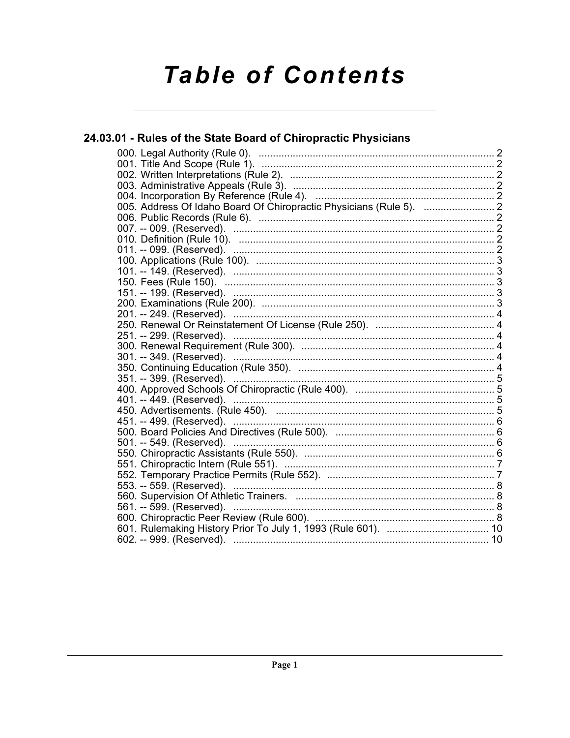# Table of Contents

## 24.03.01 - Rules of the State Board of Chiropractic Physicians

000. Legal Authority (Rule 0). .......... 2
001. Title And Scope (Rule 1). .......... 2
002. Written Interpretations (Rule 2). .......... 2
003. Administrative Appeals (Rule 3). .......... 2
004. Incorporation By Reference (Rule 4). .......... 2
005. Address Of Idaho Board Of Chiropractic Physicians (Rule 5). .......... 2
006. Public Records (Rule 6). .......... 2
007. -- 009. (Reserved). .......... 2
010. Definition (Rule 10). .......... 2
011. -- 099. (Reserved). .......... 2
100. Applications (Rule 100). .......... 3
101. -- 149. (Reserved). .......... 3
150. Fees (Rule 150). .......... 3
151. -- 199. (Reserved). .......... 3
200. Examinations (Rule 200). .......... 3
201. -- 249. (Reserved). .......... 4
250. Renewal Or Reinstatement Of License (Rule 250). .......... 4
251. -- 299. (Reserved). .......... 4
300. Renewal Requirement (Rule 300). .......... 4
301. -- 349. (Reserved). .......... 4
350. Continuing Education (Rule 350). .......... 4
351. -- 399. (Reserved). .......... 5
400. Approved Schools Of Chiropractic (Rule 400). .......... 5
401. -- 449. (Reserved). .......... 5
450. Advertisements. (Rule 450). .......... 5
451. -- 499. (Reserved). .......... 6
500. Board Policies And Directives (Rule 500). .......... 6
501. -- 549. (Reserved). .......... 6
550. Chiropractic Assistants (Rule 550). .......... 6
551. Chiropractic Intern (Rule 551). .......... 7
552. Temporary Practice Permits (Rule 552). .......... 7
553. -- 559. (Reserved). .......... 8
560. Supervision Of Athletic Trainers. .......... 8
561. -- 599. (Reserved). .......... 8
600. Chiropractic Peer Review (Rule 600). .......... 8
601. Rulemaking History Prior To July 1, 1993 (Rule 601). .......... 10
602. -- 999. (Reserved). .......... 10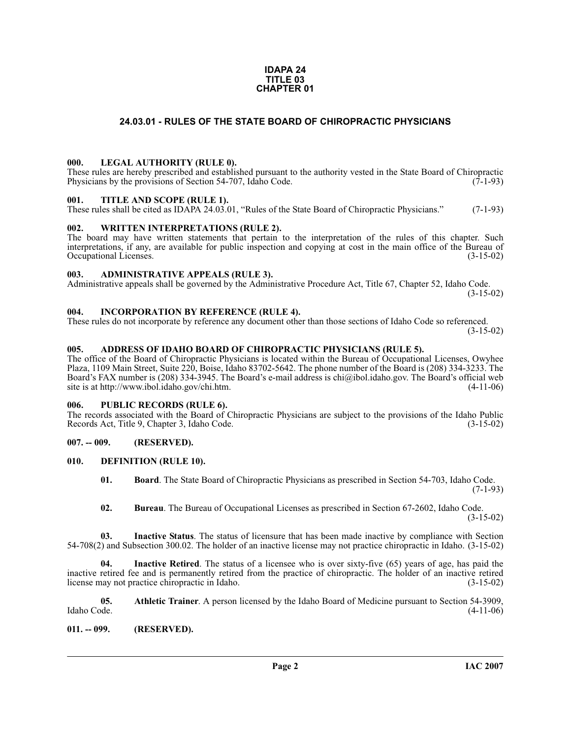**IDAPA 24**
**TITLE 03**
**CHAPTER 01**

## 24.03.01 - RULES OF THE STATE BOARD OF CHIROPRACTIC PHYSICIANS

### 000. LEGAL AUTHORITY (RULE 0).

These rules are hereby prescribed and established pursuant to the authority vested in the State Board of Chiropractic Physicians by the provisions of Section 54-707, Idaho Code. (7-1-93)

### 001. TITLE AND SCOPE (RULE 1).

These rules shall be cited as IDAPA 24.03.01, "Rules of the State Board of Chiropractic Physicians." (7-1-93)

### 002. WRITTEN INTERPRETATIONS (RULE 2).

The board may have written statements that pertain to the interpretation of the rules of this chapter. Such interpretations, if any, are available for public inspection and copying at cost in the main office of the Bureau of Occupational Licenses. (3-15-02)

### 003. ADMINISTRATIVE APPEALS (RULE 3).

Administrative appeals shall be governed by the Administrative Procedure Act, Title 67, Chapter 52, Idaho Code. (3-15-02)

### 004. INCORPORATION BY REFERENCE (RULE 4).

These rules do not incorporate by reference any document other than those sections of Idaho Code so referenced. (3-15-02)

### 005. ADDRESS OF IDAHO BOARD OF CHIROPRACTIC PHYSICIANS (RULE 5).

The office of the Board of Chiropractic Physicians is located within the Bureau of Occupational Licenses, Owyhee Plaza, 1109 Main Street, Suite 220, Boise, Idaho 83702-5642. The phone number of the Board is (208) 334-3233. The Board's FAX number is (208) 334-3945. The Board's e-mail address is chi@ibol.idaho.gov. The Board's official web site is at http://www.ibol.idaho.gov/chi.htm. (4-11-06)

### 006. PUBLIC RECORDS (RULE 6).

The records associated with the Board of Chiropractic Physicians are subject to the provisions of the Idaho Public Records Act, Title 9, Chapter 3, Idaho Code. (3-15-02)

### 007. -- 009. (RESERVED).

### 010. DEFINITION (RULE 10).

**01. Board**. The State Board of Chiropractic Physicians as prescribed in Section 54-703, Idaho Code. (7-1-93)

**02. Bureau**. The Bureau of Occupational Licenses as prescribed in Section 67-2602, Idaho Code. (3-15-02)

**03. Inactive Status**. The status of licensure that has been made inactive by compliance with Section 54-708(2) and Subsection 300.02. The holder of an inactive license may not practice chiropractic in Idaho. (3-15-02)

**04. Inactive Retired**. The status of a licensee who is over sixty-five (65) years of age, has paid the inactive retired fee and is permanently retired from the practice of chiropractic. The holder of an inactive retired license may not practice chiropractic in Idaho. (3-15-02)

**05. Athletic Trainer**. A person licensed by the Idaho Board of Medicine pursuant to Section 54-3909, Idaho Code. (4-11-06)

### 011. -- 099. (RESERVED).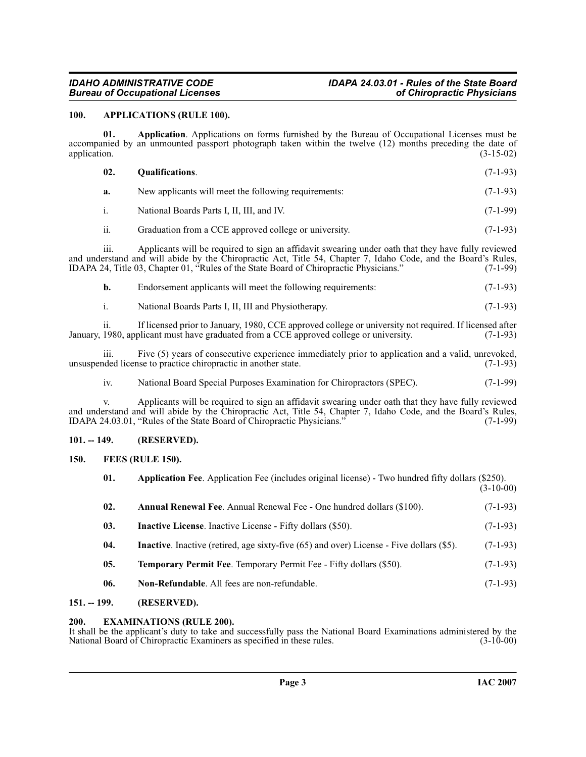## 100. APPLICATIONS (RULE 100).

**01. Application**. Applications on forms furnished by the Bureau of Occupational Licenses must be accompanied by an unmounted passport photograph taken within the twelve (12) months preceding the date of application. (3-15-02)

**02. Qualifications**. (7-1-93)

**a.** New applicants will meet the following requirements: (7-1-93)

i. National Boards Parts I, II, III, and IV. (7-1-99)

ii. Graduation from a CCE approved college or university. (7-1-93)

iii. Applicants will be required to sign an affidavit swearing under oath that they have fully reviewed and understand and will abide by the Chiropractic Act, Title 54, Chapter 7, Idaho Code, and the Board's Rules, IDAPA 24, Title 03, Chapter 01, "Rules of the State Board of Chiropractic Physicians." (7-1-99)

**b.** Endorsement applicants will meet the following requirements: (7-1-93)

i. National Boards Parts I, II, III and Physiotherapy. (7-1-93)

ii. If licensed prior to January, 1980, CCE approved college or university not required. If licensed after January, 1980, applicant must have graduated from a CCE approved college or university. (7-1-93)

iii. Five (5) years of consecutive experience immediately prior to application and a valid, unrevoked, unsuspended license to practice chiropractic in another state. (7-1-93)

iv. National Board Special Purposes Examination for Chiropractors (SPEC). (7-1-99)

v. Applicants will be required to sign an affidavit swearing under oath that they have fully reviewed and understand and will abide by the Chiropractic Act, Title 54, Chapter 7, Idaho Code, and the Board's Rules, IDAPA 24.03.01, "Rules of the State Board of Chiropractic Physicians." (7-1-99)

## 101. -- 149. (RESERVED).

## 150. FEES (RULE 150).

**01. Application Fee**. Application Fee (includes original license) - Two hundred fifty dollars ($250). (3-10-00)

**02. Annual Renewal Fee**. Annual Renewal Fee - One hundred dollars ($100). (7-1-93)

**03. Inactive License**. Inactive License - Fifty dollars ($50). (7-1-93)

**04. Inactive**. Inactive (retired, age sixty-five (65) and over) License - Five dollars ($5). (7-1-93)

**05. Temporary Permit Fee**. Temporary Permit Fee - Fifty dollars ($50). (7-1-93)

**06. Non-Refundable**. All fees are non-refundable. (7-1-93)

## 151. -- 199. (RESERVED).

## 200. EXAMINATIONS (RULE 200).

It shall be the applicant's duty to take and successfully pass the National Board Examinations administered by the National Board of Chiropractic Examiners as specified in these rules. (3-10-00)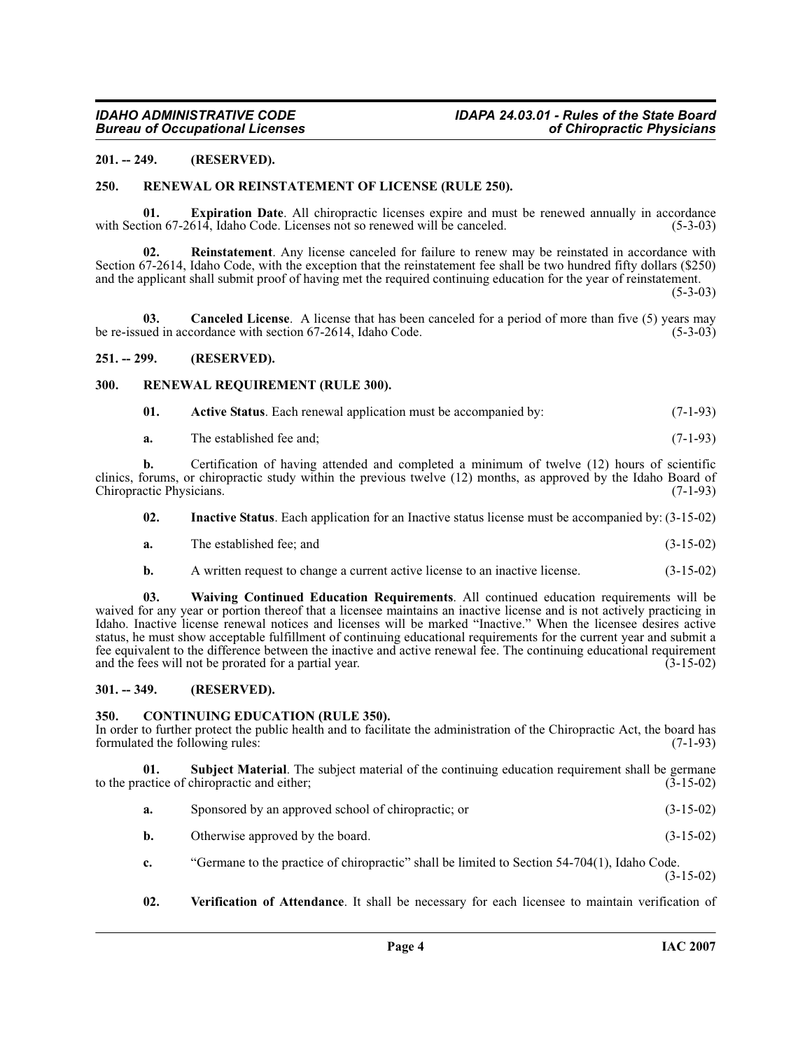**201. -- 249. (RESERVED).**

**250. RENEWAL OR REINSTATEMENT OF LICENSE (RULE 250).**

**01. Expiration Date**. All chiropractic licenses expire and must be renewed annually in accordance with Section 67-2614, Idaho Code. Licenses not so renewed will be canceled. (5-3-03)

**02. Reinstatement**. Any license canceled for failure to renew may be reinstated in accordance with Section 67-2614, Idaho Code, with the exception that the reinstatement fee shall be two hundred fifty dollars ($250) and the applicant shall submit proof of having met the required continuing education for the year of reinstatement. (5-3-03)

**03. Canceled License**. A license that has been canceled for a period of more than five (5) years may be re-issued in accordance with section 67-2614, Idaho Code. (5-3-03)

**251. -- 299. (RESERVED).**

**300. RENEWAL REQUIREMENT (RULE 300).**

**01. Active Status**. Each renewal application must be accompanied by: (7-1-93)

**a.** The established fee and; (7-1-93)

**b.** Certification of having attended and completed a minimum of twelve (12) hours of scientific clinics, forums, or chiropractic study within the previous twelve (12) months, as approved by the Idaho Board of Chiropractic Physicians. (7-1-93)

**02. Inactive Status**. Each application for an Inactive status license must be accompanied by: (3-15-02)

**a.** The established fee; and (3-15-02)

**b.** A written request to change a current active license to an inactive license. (3-15-02)

**03. Waiving Continued Education Requirements**. All continued education requirements will be waived for any year or portion thereof that a licensee maintains an inactive license and is not actively practicing in Idaho. Inactive license renewal notices and licenses will be marked "Inactive." When the licensee desires active status, he must show acceptable fulfillment of continuing educational requirements for the current year and submit a fee equivalent to the difference between the inactive and active renewal fee. The continuing educational requirement and the fees will not be prorated for a partial year. (3-15-02)

**301. -- 349. (RESERVED).**

**350. CONTINUING EDUCATION (RULE 350).**

In order to further protect the public health and to facilitate the administration of the Chiropractic Act, the board has formulated the following rules: (7-1-93)

**01. Subject Material**. The subject material of the continuing education requirement shall be germane to the practice of chiropractic and either; (3-15-02)

**a.** Sponsored by an approved school of chiropractic; or (3-15-02)

**b.** Otherwise approved by the board. (3-15-02)

**c.** "Germane to the practice of chiropractic" shall be limited to Section 54-704(1), Idaho Code. (3-15-02)

**02. Verification of Attendance**. It shall be necessary for each licensee to maintain verification of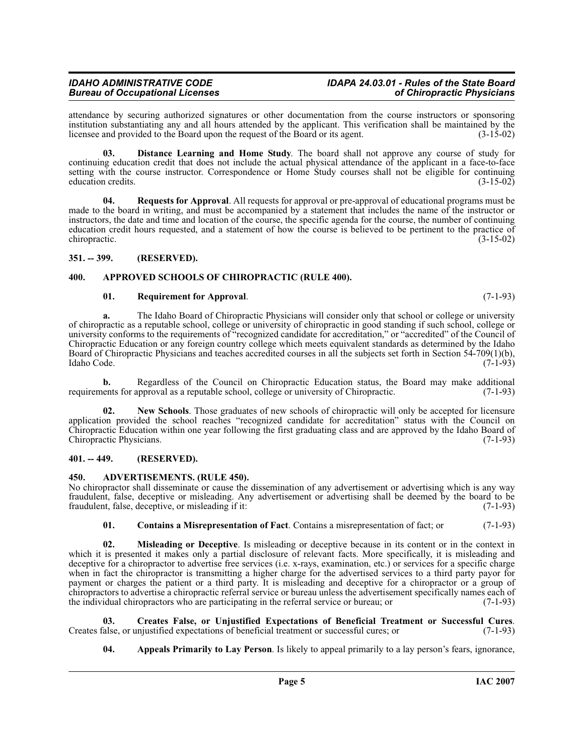attendance by securing authorized signatures or other documentation from the course instructors or sponsoring institution substantiating any and all hours attended by the applicant. This verification shall be maintained by the licensee and provided to the Board upon the request of the Board or its agent. (3-15-02)

**03. Distance Learning and Home Study**. The board shall not approve any course of study for continuing education credit that does not include the actual physical attendance of the applicant in a face-to-face setting with the course instructor. Correspondence or Home Study courses shall not be eligible for continuing education credits. (3-15-02)

**04. Requests for Approval**. All requests for approval or pre-approval of educational programs must be made to the board in writing, and must be accompanied by a statement that includes the name of the instructor or instructors, the date and time and location of the course, the specific agenda for the course, the number of continuing education credit hours requested, and a statement of how the course is believed to be pertinent to the practice of chiropractic. (3-15-02)

## 351. -- 399. (RESERVED).

## 400. APPROVED SCHOOLS OF CHIROPRACTIC (RULE 400).

**01. Requirement for Approval**. (7-1-93)

**a.** The Idaho Board of Chiropractic Physicians will consider only that school or college or university of chiropractic as a reputable school, college or university of chiropractic in good standing if such school, college or university conforms to the requirements of "recognized candidate for accreditation," or "accredited" of the Council of Chiropractic Education or any foreign country college which meets equivalent standards as determined by the Idaho Board of Chiropractic Physicians and teaches accredited courses in all the subjects set forth in Section 54-709(1)(b), Idaho Code. (7-1-93)

**b.** Regardless of the Council on Chiropractic Education status, the Board may make additional requirements for approval as a reputable school, college or university of Chiropractic. (7-1-93)

**02. New Schools**. Those graduates of new schools of chiropractic will only be accepted for licensure application provided the school reaches "recognized candidate for accreditation" status with the Council on Chiropractic Education within one year following the first graduating class and are approved by the Idaho Board of Chiropractic Physicians. (7-1-93)

## 401. -- 449. (RESERVED).

## 450. ADVERTISEMENTS. (RULE 450).

No chiropractor shall disseminate or cause the dissemination of any advertisement or advertising which is any way fraudulent, false, deceptive or misleading. Any advertisement or advertising shall be deemed by the board to be fraudulent, false, deceptive, or misleading if it: (7-1-93)

**01. Contains a Misrepresentation of Fact**. Contains a misrepresentation of fact; or (7-1-93)

**02. Misleading or Deceptive**. Is misleading or deceptive because in its content or in the context in which it is presented it makes only a partial disclosure of relevant facts. More specifically, it is misleading and deceptive for a chiropractor to advertise free services (i.e. x-rays, examination, etc.) or services for a specific charge when in fact the chiropractor is transmitting a higher charge for the advertised services to a third party payor for payment or charges the patient or a third party. It is misleading and deceptive for a chiropractor or a group of chiropractors to advertise a chiropractic referral service or bureau unless the advertisement specifically names each of the individual chiropractors who are participating in the referral service or bureau; or (7-1-93)

**03. Creates False, or Unjustified Expectations of Beneficial Treatment or Successful Cures**. Creates false, or unjustified expectations of beneficial treatment or successful cures; or (7-1-93)

**04. Appeals Primarily to Lay Person**. Is likely to appeal primarily to a lay person's fears, ignorance,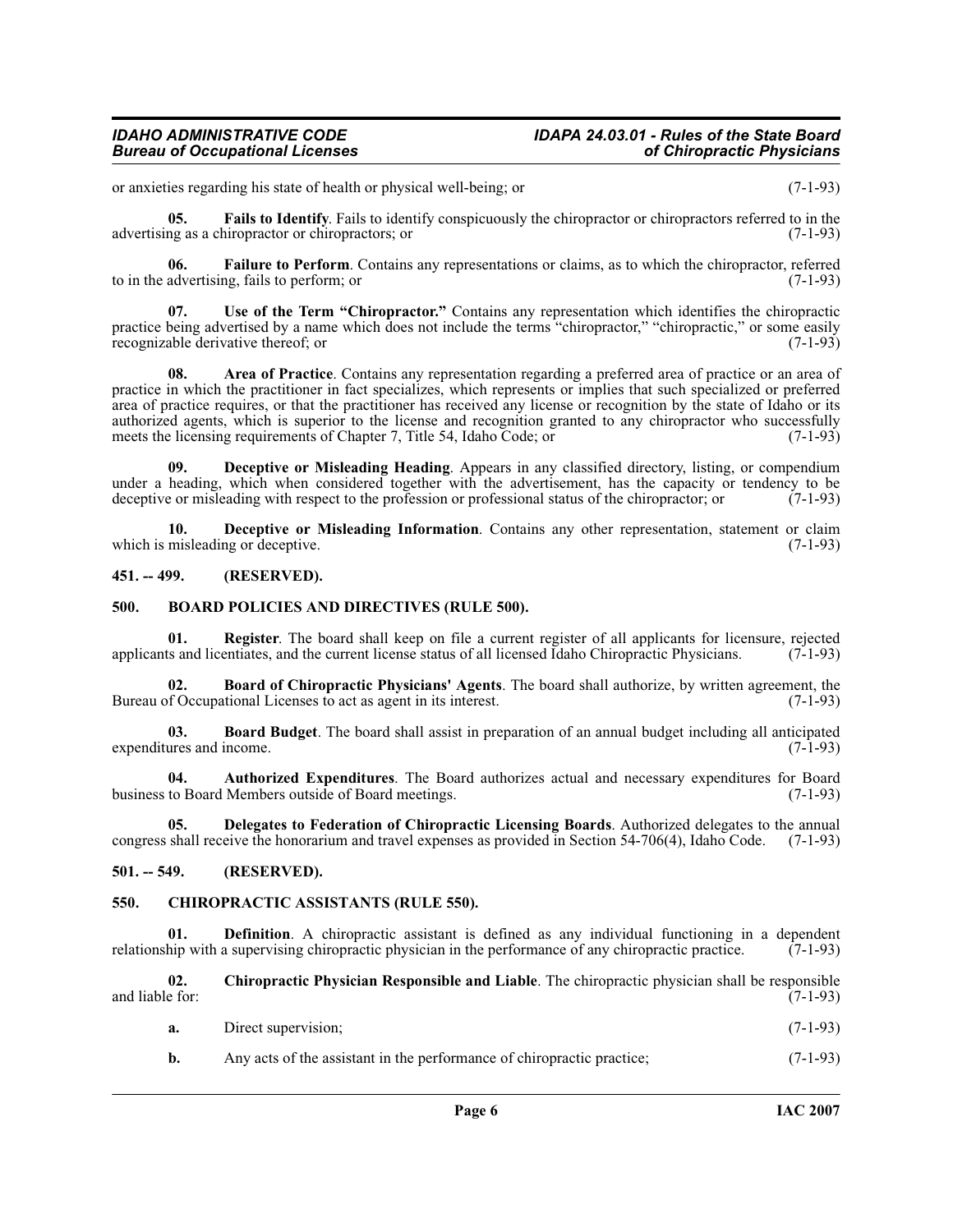or anxieties regarding his state of health or physical well-being; or (7-1-93)

**05. Fails to Identify**. Fails to identify conspicuously the chiropractor or chiropractors referred to in the advertising as a chiropractor or chiropractors; or (7-1-93)

**06. Failure to Perform**. Contains any representations or claims, as to which the chiropractor, referred to in the advertising, fails to perform; or (7-1-93)

**07. Use of the Term "Chiropractor."** Contains any representation which identifies the chiropractic practice being advertised by a name which does not include the terms "chiropractor," "chiropractic," or some easily recognizable derivative thereof; or (7-1-93)

**08. Area of Practice**. Contains any representation regarding a preferred area of practice or an area of practice in which the practitioner in fact specializes, which represents or implies that such specialized or preferred area of practice requires, or that the practitioner has received any license or recognition by the state of Idaho or its authorized agents, which is superior to the license and recognition granted to any chiropractor who successfully meets the licensing requirements of Chapter 7, Title 54, Idaho Code; or (7-1-93)

**09. Deceptive or Misleading Heading**. Appears in any classified directory, listing, or compendium under a heading, which when considered together with the advertisement, has the capacity or tendency to be deceptive or misleading with respect to the profession or professional status of the chiropractor; or (7-1-93)

**10. Deceptive or Misleading Information**. Contains any other representation, statement or claim which is misleading or deceptive. (7-1-93)

## 451. -- 499. (RESERVED).

## 500. BOARD POLICIES AND DIRECTIVES (RULE 500).

**01. Register**. The board shall keep on file a current register of all applicants for licensure, rejected applicants and licentiates, and the current license status of all licensed Idaho Chiropractic Physicians. (7-1-93)

**02. Board of Chiropractic Physicians' Agents**. The board shall authorize, by written agreement, the Bureau of Occupational Licenses to act as agent in its interest. (7-1-93)

**03. Board Budget**. The board shall assist in preparation of an annual budget including all anticipated expenditures and income. (7-1-93)

**04. Authorized Expenditures**. The Board authorizes actual and necessary expenditures for Board business to Board Members outside of Board meetings. (7-1-93)

**05. Delegates to Federation of Chiropractic Licensing Boards**. Authorized delegates to the annual congress shall receive the honorarium and travel expenses as provided in Section 54-706(4), Idaho Code. (7-1-93)

## 501. -- 549. (RESERVED).

## 550. CHIROPRACTIC ASSISTANTS (RULE 550).

**01. Definition**. A chiropractic assistant is defined as any individual functioning in a dependent relationship with a supervising chiropractic physician in the performance of any chiropractic practice. (7-1-93)

**02. Chiropractic Physician Responsible and Liable**. The chiropractic physician shall be responsible and liable for: (7-1-93)

**a.** Direct supervision; (7-1-93)

**b.** Any acts of the assistant in the performance of chiropractic practice; (7-1-93)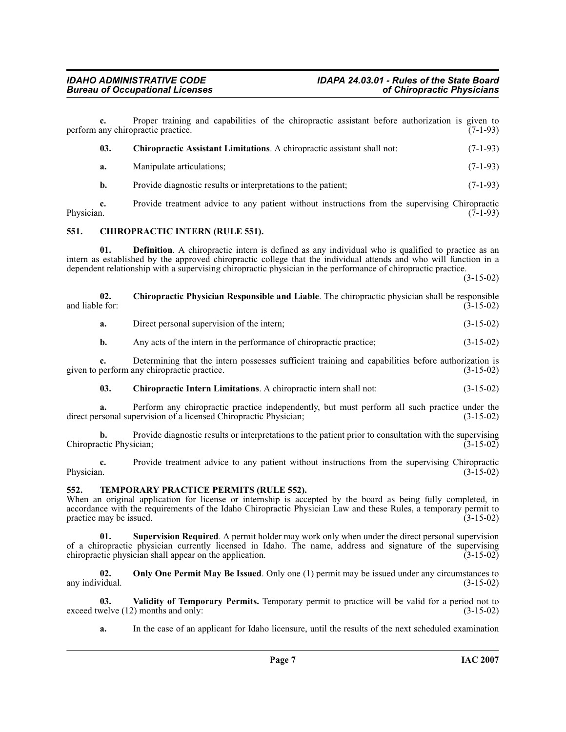**c.** Proper training and capabilities of the chiropractic assistant before authorization is given to perform any chiropractic practice. (7-1-93)

**03. Chiropractic Assistant Limitations**. A chiropractic assistant shall not: (7-1-93)

**a.** Manipulate articulations; (7-1-93)

**b.** Provide diagnostic results or interpretations to the patient; (7-1-93)

**c.** Provide treatment advice to any patient without instructions from the supervising Chiropractic Physician. (7-1-93)

## 551. CHIROPRACTIC INTERN (RULE 551).

**01. Definition**. A chiropractic intern is defined as any individual who is qualified to practice as an intern as established by the approved chiropractic college that the individual attends and who will function in a dependent relationship with a supervising chiropractic physician in the performance of chiropractic practice. (3-15-02)

**02. Chiropractic Physician Responsible and Liable**. The chiropractic physician shall be responsible and liable for: (3-15-02)

**a.** Direct personal supervision of the intern; (3-15-02)

**b.** Any acts of the intern in the performance of chiropractic practice; (3-15-02)

**c.** Determining that the intern possesses sufficient training and capabilities before authorization is given to perform any chiropractic practice. (3-15-02)

**03. Chiropractic Intern Limitations**. A chiropractic intern shall not: (3-15-02)

**a.** Perform any chiropractic practice independently, but must perform all such practice under the direct personal supervision of a licensed Chiropractic Physician; (3-15-02)

**b.** Provide diagnostic results or interpretations to the patient prior to consultation with the supervising Chiropractic Physician; (3-15-02)

**c.** Provide treatment advice to any patient without instructions from the supervising Chiropractic Physician. (3-15-02)

## 552. TEMPORARY PRACTICE PERMITS (RULE 552).

When an original application for license or internship is accepted by the board as being fully completed, in accordance with the requirements of the Idaho Chiropractic Physician Law and these Rules, a temporary permit to practice may be issued. (3-15-02)

**01. Supervision Required**. A permit holder may work only when under the direct personal supervision of a chiropractic physician currently licensed in Idaho. The name, address and signature of the supervising chiropractic physician shall appear on the application. (3-15-02)

**02. Only One Permit May Be Issued**. Only one (1) permit may be issued under any circumstances to any individual. (3-15-02)

**03. Validity of Temporary Permits.** Temporary permit to practice will be valid for a period not to exceed twelve (12) months and only: (3-15-02)

**a.** In the case of an applicant for Idaho licensure, until the results of the next scheduled examination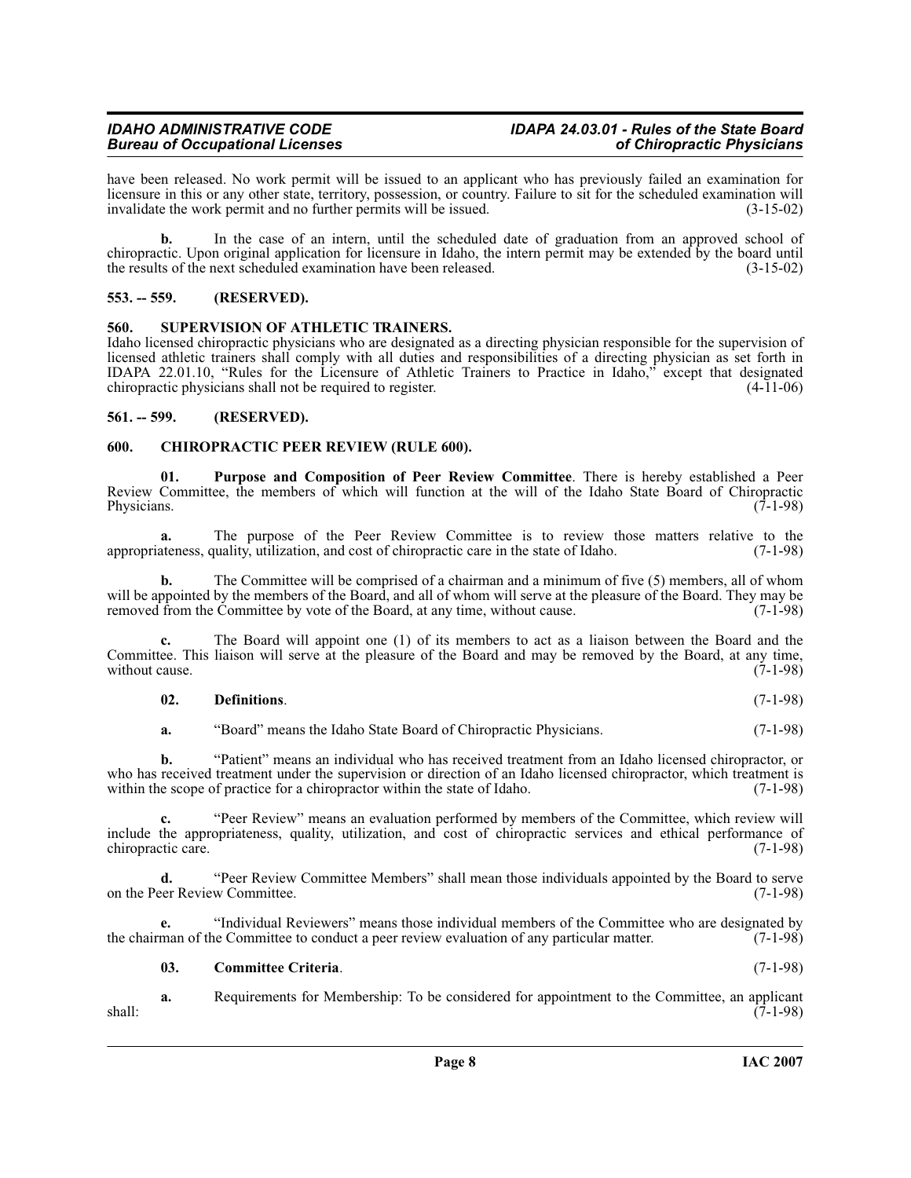have been released. No work permit will be issued to an applicant who has previously failed an examination for licensure in this or any other state, territory, possession, or country. Failure to sit for the scheduled examination will invalidate the work permit and no further permits will be issued. (3-15-02)

**b.** In the case of an intern, until the scheduled date of graduation from an approved school of chiropractic. Upon original application for licensure in Idaho, the intern permit may be extended by the board until the results of the next scheduled examination have been released. (3-15-02)

## 553. -- 559. (RESERVED).

## 560. SUPERVISION OF ATHLETIC TRAINERS.

Idaho licensed chiropractic physicians who are designated as a directing physician responsible for the supervision of licensed athletic trainers shall comply with all duties and responsibilities of a directing physician as set forth in IDAPA 22.01.10, "Rules for the Licensure of Athletic Trainers to Practice in Idaho," except that designated chiropractic physicians shall not be required to register. (4-11-06)

## 561. -- 599. (RESERVED).

## 600. CHIROPRACTIC PEER REVIEW (RULE 600).

**01. Purpose and Composition of Peer Review Committee**. There is hereby established a Peer Review Committee, the members of which will function at the will of the Idaho State Board of Chiropractic Physicians. (7-1-98)

**a.** The purpose of the Peer Review Committee is to review those matters relative to the appropriateness, quality, utilization, and cost of chiropractic care in the state of Idaho. (7-1-98)

**b.** The Committee will be comprised of a chairman and a minimum of five (5) members, all of whom will be appointed by the members of the Board, and all of whom will serve at the pleasure of the Board. They may be removed from the Committee by vote of the Board, at any time, without cause. (7-1-98)

**c.** The Board will appoint one (1) of its members to act as a liaison between the Board and the Committee. This liaison will serve at the pleasure of the Board and may be removed by the Board, at any time, without cause. (7-1-98)

**02. Definitions**. (7-1-98)

**a.** "Board" means the Idaho State Board of Chiropractic Physicians. (7-1-98)

**b.** "Patient" means an individual who has received treatment from an Idaho licensed chiropractor, or who has received treatment under the supervision or direction of an Idaho licensed chiropractor, which treatment is within the scope of practice for a chiropractor within the state of Idaho. (7-1-98)

**c.** "Peer Review" means an evaluation performed by members of the Committee, which review will include the appropriateness, quality, utilization, and cost of chiropractic services and ethical performance of chiropractic care. (7-1-98)

**d.** "Peer Review Committee Members" shall mean those individuals appointed by the Board to serve on the Peer Review Committee. (7-1-98)

**e.** "Individual Reviewers" means those individual members of the Committee who are designated by the chairman of the Committee to conduct a peer review evaluation of any particular matter. (7-1-98)

**03. Committee Criteria**. (7-1-98)

**a.** Requirements for Membership: To be considered for appointment to the Committee, an applicant shall: (7-1-98)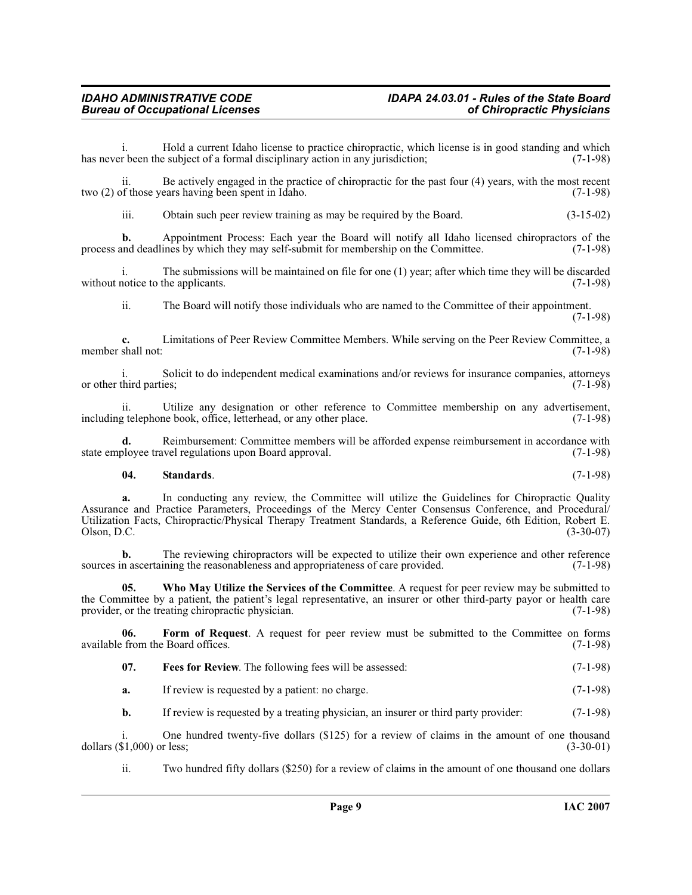i. Hold a current Idaho license to practice chiropractic, which license is in good standing and which has never been the subject of a formal disciplinary action in any jurisdiction; (7-1-98)

ii. Be actively engaged in the practice of chiropractic for the past four (4) years, with the most recent two (2) of those years having been spent in Idaho. (7-1-98)

iii. Obtain such peer review training as may be required by the Board. (3-15-02)

**b.** Appointment Process: Each year the Board will notify all Idaho licensed chiropractors of the process and deadlines by which they may self-submit for membership on the Committee. (7-1-98)

i. The submissions will be maintained on file for one (1) year; after which time they will be discarded without notice to the applicants. (7-1-98)

ii. The Board will notify those individuals who are named to the Committee of their appointment. (7-1-98)

**c.** Limitations of Peer Review Committee Members. While serving on the Peer Review Committee, a member shall not: (7-1-98)

i. Solicit to do independent medical examinations and/or reviews for insurance companies, attorneys or other third parties; (7-1-98)

ii. Utilize any designation or other reference to Committee membership on any advertisement, including telephone book, office, letterhead, or any other place. (7-1-98)

**d.** Reimbursement: Committee members will be afforded expense reimbursement in accordance with state employee travel regulations upon Board approval. (7-1-98)

**04. Standards**. (7-1-98)

**a.** In conducting any review, the Committee will utilize the Guidelines for Chiropractic Quality Assurance and Practice Parameters, Proceedings of the Mercy Center Consensus Conference, and Procedural/ Utilization Facts, Chiropractic/Physical Therapy Treatment Standards, a Reference Guide, 6th Edition, Robert E. Olson, D.C. (3-30-07)

**b.** The reviewing chiropractors will be expected to utilize their own experience and other reference sources in ascertaining the reasonableness and appropriateness of care provided. (7-1-98)

**05. Who May Utilize the Services of the Committee**. A request for peer review may be submitted to the Committee by a patient, the patient's legal representative, an insurer or other third-party payor or health care provider, or the treating chiropractic physician. (7-1-98)

**06. Form of Request**. A request for peer review must be submitted to the Committee on forms available from the Board offices. (7-1-98)

**07. Fees for Review**. The following fees will be assessed: (7-1-98)

**a.** If review is requested by a patient: no charge. (7-1-98)

**b.** If review is requested by a treating physician, an insurer or third party provider: (7-1-98)

i. One hundred twenty-five dollars ($125) for a review of claims in the amount of one thousand dollars ($1,000) or less; (3-30-01)

ii. Two hundred fifty dollars ($250) for a review of claims in the amount of one thousand one dollars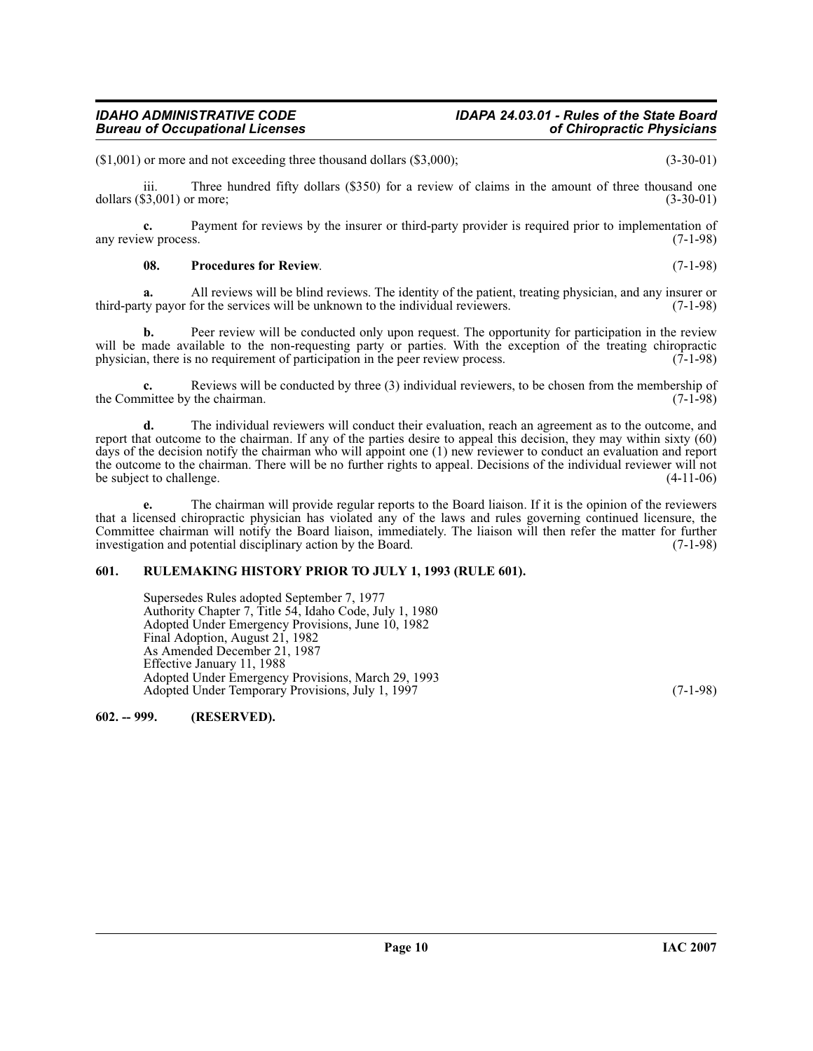($1,001) or more and not exceeding three thousand dollars ($3,000); (3-30-01)

iii. Three hundred fifty dollars ($350) for a review of claims in the amount of three thousand one dollars ($3,001) or more; (3-30-01)

**c.** Payment for reviews by the insurer or third-party provider is required prior to implementation of any review process. (7-1-98)

**08. Procedures for Review**. (7-1-98)

**a.** All reviews will be blind reviews. The identity of the patient, treating physician, and any insurer or third-party payor for the services will be unknown to the individual reviewers. (7-1-98)

**b.** Peer review will be conducted only upon request. The opportunity for participation in the review will be made available to the non-requesting party or parties. With the exception of the treating chiropractic physician, there is no requirement of participation in the peer review process. (7-1-98)

**c.** Reviews will be conducted by three (3) individual reviewers, to be chosen from the membership of the Committee by the chairman. (7-1-98)

**d.** The individual reviewers will conduct their evaluation, reach an agreement as to the outcome, and report that outcome to the chairman. If any of the parties desire to appeal this decision, they may within sixty (60) days of the decision notify the chairman who will appoint one (1) new reviewer to conduct an evaluation and report the outcome to the chairman. There will be no further rights to appeal. Decisions of the individual reviewer will not be subject to challenge. (4-11-06)

**e.** The chairman will provide regular reports to the Board liaison. If it is the opinion of the reviewers that a licensed chiropractic physician has violated any of the laws and rules governing continued licensure, the Committee chairman will notify the Board liaison, immediately. The liaison will then refer the matter for further investigation and potential disciplinary action by the Board. (7-1-98)

### 601. RULEMAKING HISTORY PRIOR TO JULY 1, 1993 (RULE 601).

Supersedes Rules adopted September 7, 1977
Authority Chapter 7, Title 54, Idaho Code, July 1, 1980
Adopted Under Emergency Provisions, June 10, 1982
Final Adoption, August 21, 1982
As Amended December 21, 1987
Effective January 11, 1988
Adopted Under Emergency Provisions, March 29, 1993
Adopted Under Temporary Provisions, July 1, 1997 (7-1-98)

### 602. -- 999. (RESERVED).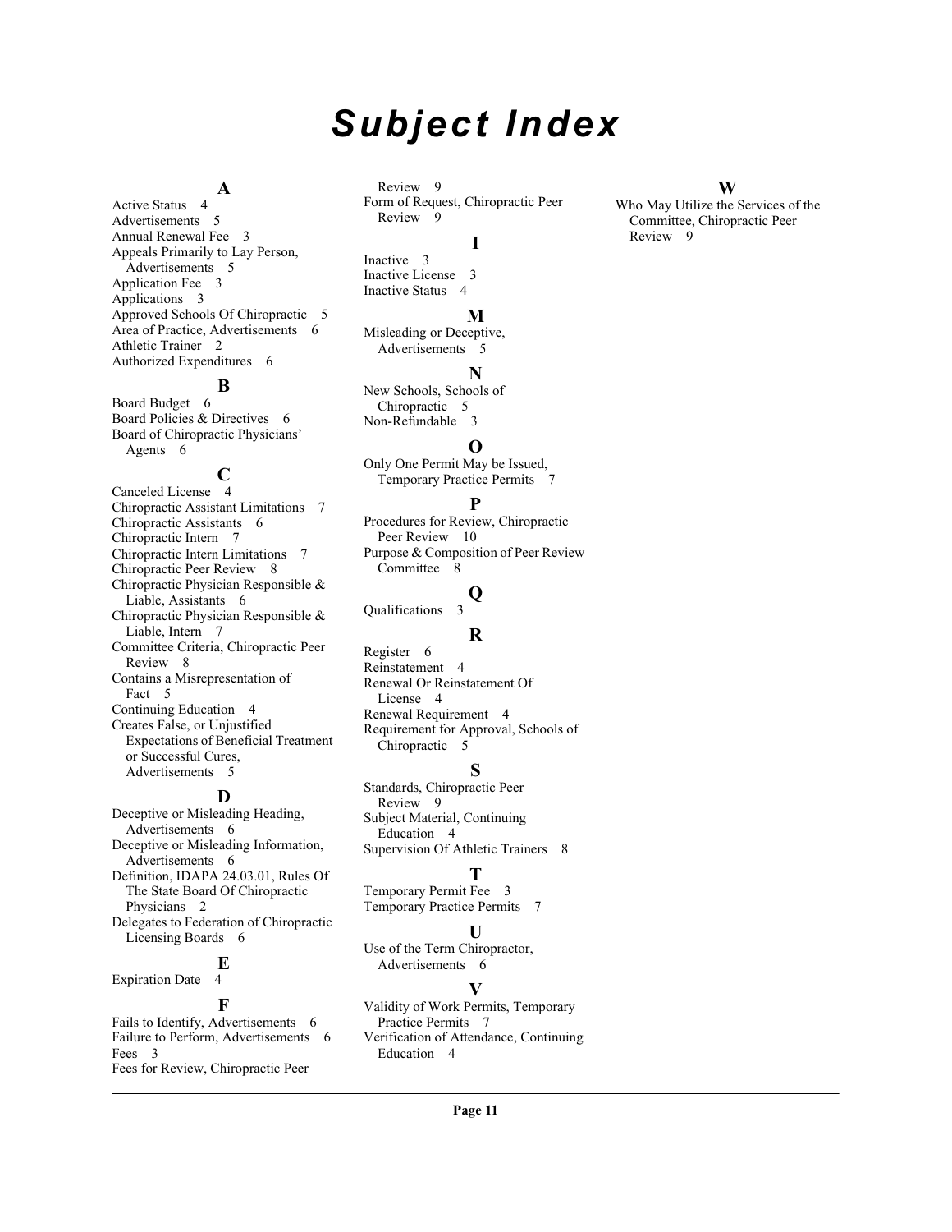# Subject Index

## A

Active Status 4
Advertisements 5
Annual Renewal Fee 3
Appeals Primarily to Lay Person, Advertisements 5
Application Fee 3
Applications 3
Approved Schools Of Chiropractic 5
Area of Practice, Advertisements 6
Athletic Trainer 2
Authorized Expenditures 6

## B

Board Budget 6
Board Policies & Directives 6
Board of Chiropractic Physicians' Agents 6

## C

Canceled License 4
Chiropractic Assistant Limitations 7
Chiropractic Assistants 6
Chiropractic Intern 7
Chiropractic Intern Limitations 7
Chiropractic Peer Review 8
Chiropractic Physician Responsible & Liable, Assistants 6
Chiropractic Physician Responsible & Liable, Intern 7
Committee Criteria, Chiropractic Peer Review 8
Contains a Misrepresentation of Fact 5
Continuing Education 4
Creates False, or Unjustified Expectations of Beneficial Treatment or Successful Cures, Advertisements 5

## D

Deceptive or Misleading Heading, Advertisements 6
Deceptive or Misleading Information, Advertisements 6
Definition, IDAPA 24.03.01, Rules Of The State Board Of Chiropractic Physicians 2
Delegates to Federation of Chiropractic Licensing Boards 6

## E

Expiration Date 4

## F

Fails to Identify, Advertisements 6
Failure to Perform, Advertisements 6
Fees 3
Fees for Review, Chiropractic Peer Review 9
Form of Request, Chiropractic Peer Review 9

## I

Inactive 3
Inactive License 3
Inactive Status 4

## M

Misleading or Deceptive, Advertisements 5

## N

New Schools, Schools of Chiropractic 5
Non-Refundable 3

## O

Only One Permit May be Issued, Temporary Practice Permits 7

## P

Procedures for Review, Chiropractic Peer Review 10
Purpose & Composition of Peer Review Committee 8

## Q

Qualifications 3

## R

Register 6
Reinstatement 4
Renewal Or Reinstatement Of License 4
Renewal Requirement 4
Requirement for Approval, Schools of Chiropractic 5

## S

Standards, Chiropractic Peer Review 9
Subject Material, Continuing Education 4
Supervision Of Athletic Trainers 8

## T

Temporary Permit Fee 3
Temporary Practice Permits 7

## U

Use of the Term Chiropractor, Advertisements 6

## V

Validity of Work Permits, Temporary Practice Permits 7
Verification of Attendance, Continuing Education 4

## W

Who May Utilize the Services of the Committee, Chiropractic Peer Review 9